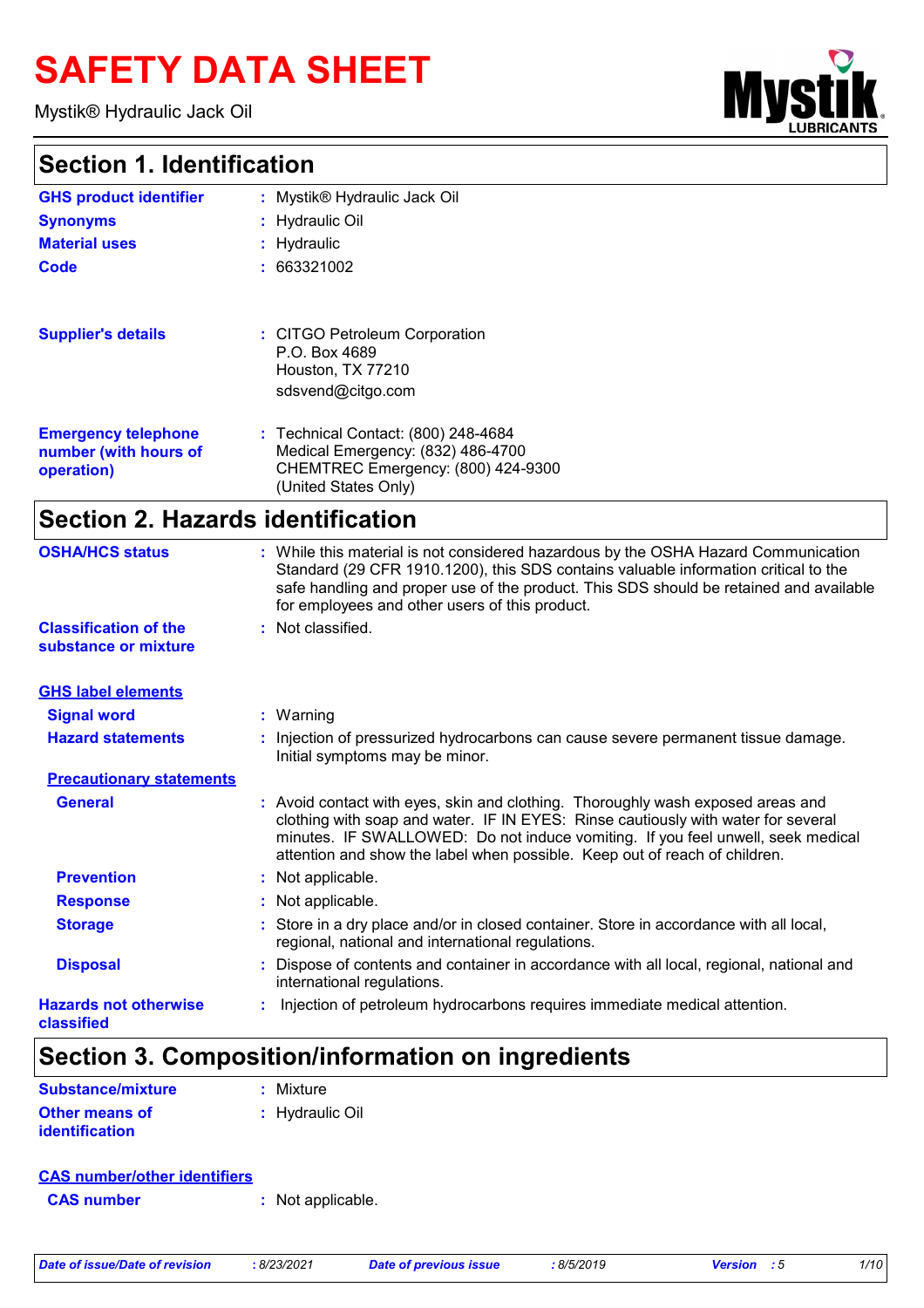# SAFETY DATA SHEET

Mystik® Hydraulic Jack Oil

## Section 1. Identification

**GHS product identifier** : Mystik® Hydraulic Jack Oil

**Synonyms** : Hydraulic Oil

**Material uses** : Hydraulic

**Code** : 663321002

**Supplier's details** : CITGO Petroleum Corporation
P.O. Box 4689
Houston, TX 77210
sdsvend@citgo.com

**Emergency telephone number (with hours of operation)** : Technical Contact: (800) 248-4684
Medical Emergency: (832) 486-4700
CHEMTREC Emergency: (800) 424-9300
(United States Only)

## Section 2. Hazards identification

**OSHA/HCS status** : While this material is not considered hazardous by the OSHA Hazard Communication Standard (29 CFR 1910.1200), this SDS contains valuable information critical to the safe handling and proper use of the product. This SDS should be retained and available for employees and other users of this product.

**Classification of the substance or mixture** : Not classified.

**GHS label elements**

**Signal word** : Warning

**Hazard statements** : Injection of pressurized hydrocarbons can cause severe permanent tissue damage. Initial symptoms may be minor.

**Precautionary statements**

**General** : Avoid contact with eyes, skin and clothing. Thoroughly wash exposed areas and clothing with soap and water. IF IN EYES: Rinse cautiously with water for several minutes. IF SWALLOWED: Do not induce vomiting. If you feel unwell, seek medical attention and show the label when possible. Keep out of reach of children.

**Prevention** : Not applicable.

**Response** : Not applicable.

**Storage** : Store in a dry place and/or in closed container. Store in accordance with all local, regional, national and international regulations.

**Disposal** : Dispose of contents and container in accordance with all local, regional, national and international regulations.

**Hazards not otherwise classified** : Injection of petroleum hydrocarbons requires immediate medical attention.

## Section 3. Composition/information on ingredients

**Substance/mixture** : Mixture

**Other means of identification** : Hydraulic Oil

**CAS number/other identifiers**

**CAS number** : Not applicable.

*Date of issue/Date of revision* : 8/23/2021 *Date of previous issue* : 8/5/2019 *Version* : 5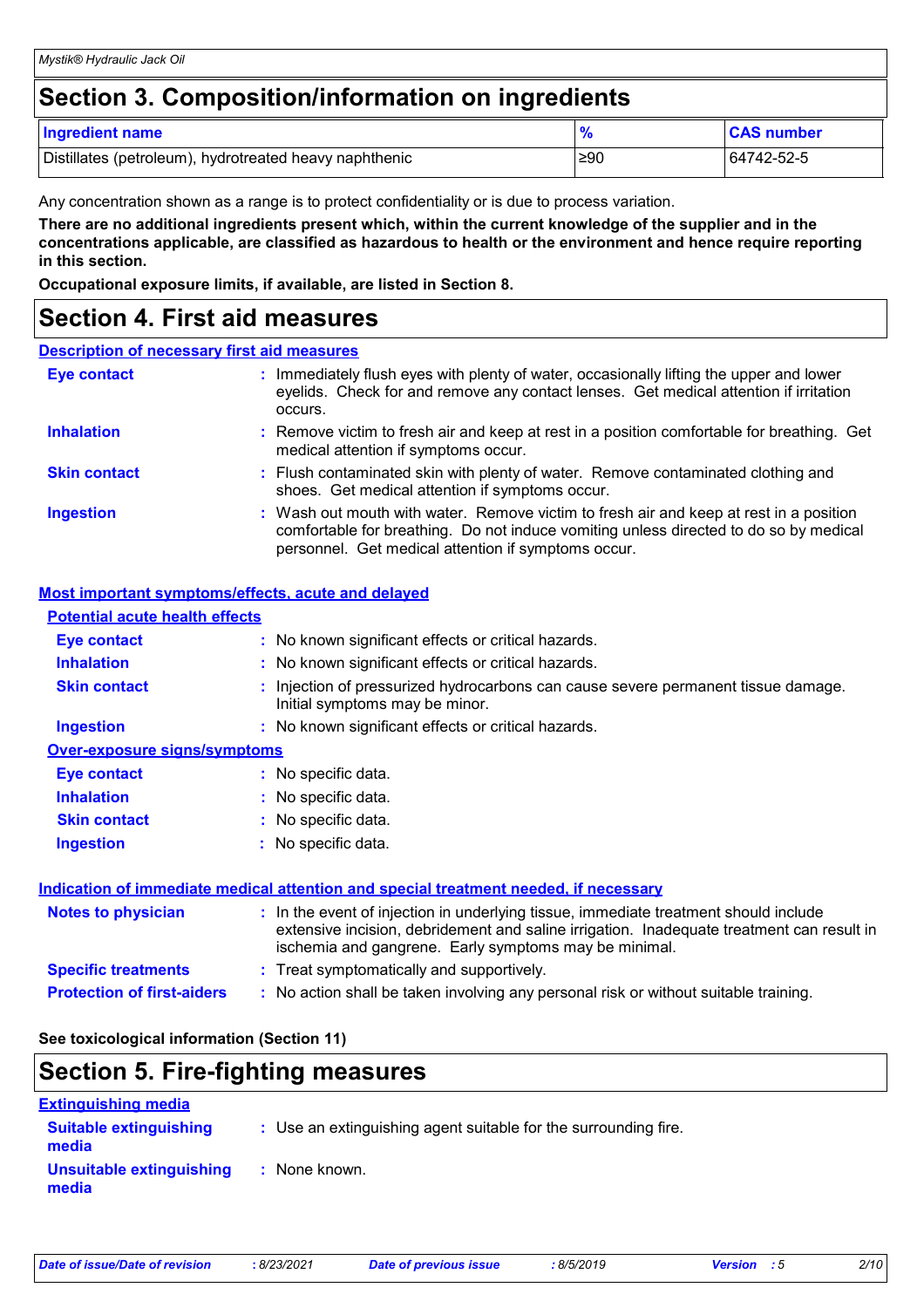## Section 3. Composition/information on ingredients

| Ingredient name | % | CAS number |
| --- | --- | --- |
| Distillates (petroleum), hydrotreated heavy naphthenic | ≥90 | 64742-52-5 |

Any concentration shown as a range is to protect confidentiality or is due to process variation.

**There are no additional ingredients present which, within the current knowledge of the supplier and in the concentrations applicable, are classified as hazardous to health or the environment and hence require reporting in this section.**

**Occupational exposure limits, if available, are listed in Section 8.**

## Section 4. First aid measures

### Description of necessary first aid measures

**Eye contact** : Immediately flush eyes with plenty of water, occasionally lifting the upper and lower eyelids. Check for and remove any contact lenses. Get medical attention if irritation occurs.

**Inhalation** : Remove victim to fresh air and keep at rest in a position comfortable for breathing. Get medical attention if symptoms occur.

**Skin contact** : Flush contaminated skin with plenty of water. Remove contaminated clothing and shoes. Get medical attention if symptoms occur.

**Ingestion** : Wash out mouth with water. Remove victim to fresh air and keep at rest in a position comfortable for breathing. Do not induce vomiting unless directed to do so by medical personnel. Get medical attention if symptoms occur.

### Most important symptoms/effects, acute and delayed

#### Potential acute health effects

**Eye contact** : No known significant effects or critical hazards.

**Inhalation** : No known significant effects or critical hazards.

**Skin contact** : Injection of pressurized hydrocarbons can cause severe permanent tissue damage. Initial symptoms may be minor.

**Ingestion** : No known significant effects or critical hazards.

#### Over-exposure signs/symptoms

**Eye contact** : No specific data.

**Inhalation** : No specific data.

**Skin contact** : No specific data.

**Ingestion** : No specific data.

### Indication of immediate medical attention and special treatment needed, if necessary

**Notes to physician** : In the event of injection in underlying tissue, immediate treatment should include extensive incision, debridement and saline irrigation. Inadequate treatment can result in ischemia and gangrene. Early symptoms may be minimal.

**Specific treatments** : Treat symptomatically and supportively.

**Protection of first-aiders** : No action shall be taken involving any personal risk or without suitable training.

**See toxicological information (Section 11)**

## Section 5. Fire-fighting measures

### Extinguishing media

**Suitable extinguishing media** : Use an extinguishing agent suitable for the surrounding fire.

**Unsuitable extinguishing media** : None known.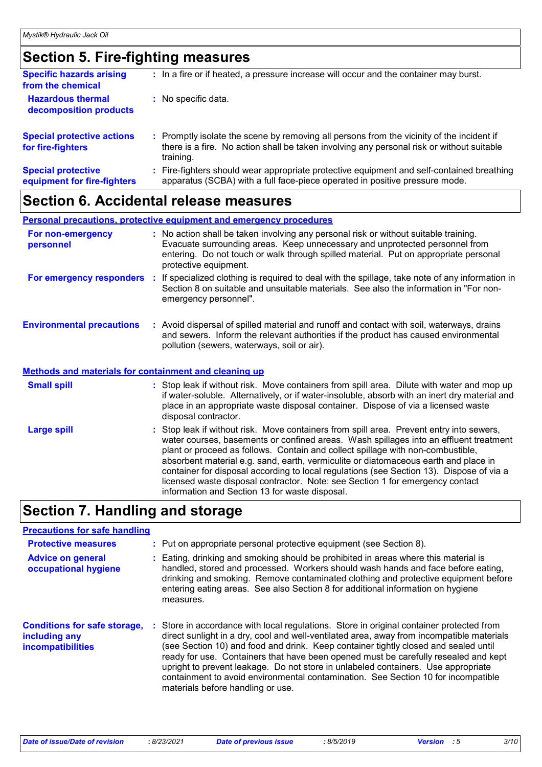## Section 5. Fire-fighting measures

| | |
|---|---|
| **Specific hazards arising from the chemical** | : In a fire or if heated, a pressure increase will occur and the container may burst. |
| **Hazardous thermal decomposition products** | : No specific data. |
| **Special protective actions for fire-fighters** | : Promptly isolate the scene by removing all persons from the vicinity of the incident if there is a fire. No action shall be taken involving any personal risk or without suitable training. |
| **Special protective equipment for fire-fighters** | : Fire-fighters should wear appropriate protective equipment and self-contained breathing apparatus (SCBA) with a full face-piece operated in positive pressure mode. |

## Section 6. Accidental release measures

### Personal precautions, protective equipment and emergency procedures

| | |
|---|---|
| **For non-emergency personnel** | : No action shall be taken involving any personal risk or without suitable training. Evacuate surrounding areas. Keep unnecessary and unprotected personnel from entering. Do not touch or walk through spilled material. Put on appropriate personal protective equipment. |
| **For emergency responders** | : If specialized clothing is required to deal with the spillage, take note of any information in Section 8 on suitable and unsuitable materials. See also the information in "For non-emergency personnel". |
| **Environmental precautions** | : Avoid dispersal of spilled material and runoff and contact with soil, waterways, drains and sewers. Inform the relevant authorities if the product has caused environmental pollution (sewers, waterways, soil or air). |

### Methods and materials for containment and cleaning up

| | |
|---|---|
| **Small spill** | : Stop leak if without risk. Move containers from spill area. Dilute with water and mop up if water-soluble. Alternatively, or if water-insoluble, absorb with an inert dry material and place in an appropriate waste disposal container. Dispose of via a licensed waste disposal contractor. |
| **Large spill** | : Stop leak if without risk. Move containers from spill area. Prevent entry into sewers, water courses, basements or confined areas. Wash spillages into an effluent treatment plant or proceed as follows. Contain and collect spillage with non-combustible, absorbent material e.g. sand, earth, vermiculite or diatomaceous earth and place in container for disposal according to local regulations (see Section 13). Dispose of via a licensed waste disposal contractor. Note: see Section 1 for emergency contact information and Section 13 for waste disposal. |

## Section 7. Handling and storage

### Precautions for safe handling

| | |
|---|---|
| **Protective measures** | : Put on appropriate personal protective equipment (see Section 8). |
| **Advice on general occupational hygiene** | : Eating, drinking and smoking should be prohibited in areas where this material is handled, stored and processed. Workers should wash hands and face before eating, drinking and smoking. Remove contaminated clothing and protective equipment before entering eating areas. See also Section 8 for additional information on hygiene measures. |
| **Conditions for safe storage, including any incompatibilities** | : Store in accordance with local regulations. Store in original container protected from direct sunlight in a dry, cool and well-ventilated area, away from incompatible materials (see Section 10) and food and drink. Keep container tightly closed and sealed until ready for use. Containers that have been opened must be carefully resealed and kept upright to prevent leakage. Do not store in unlabeled containers. Use appropriate containment to avoid environmental contamination. See Section 10 for incompatible materials before handling or use. |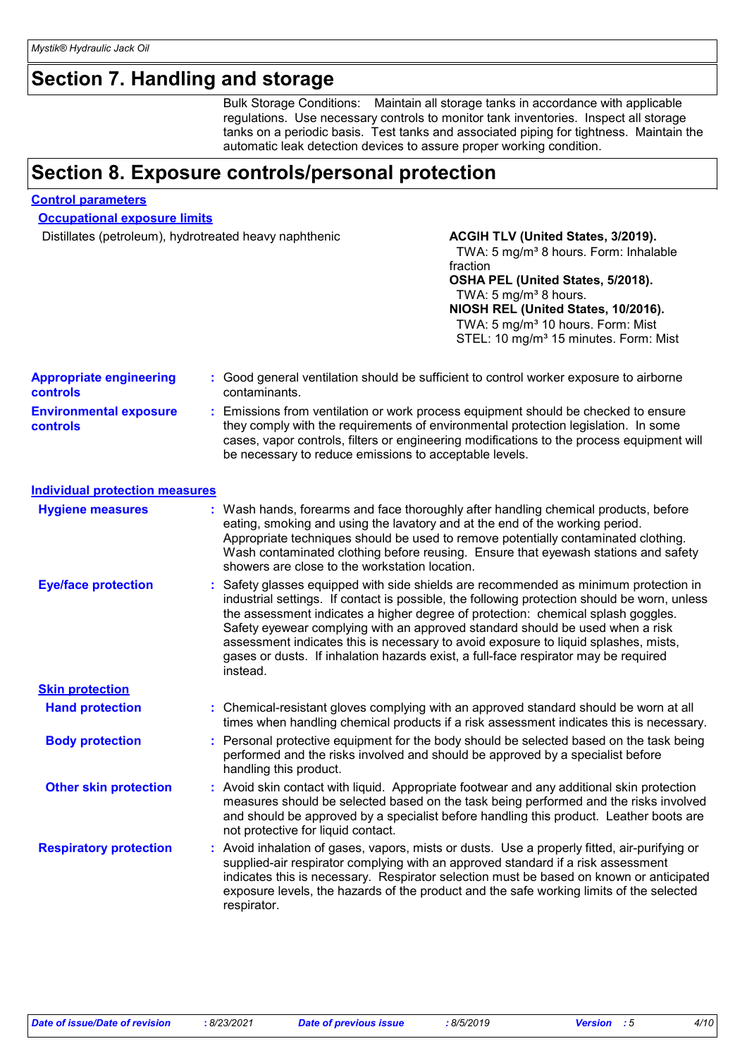# Section 7. Handling and storage

Bulk Storage Conditions: Maintain all storage tanks in accordance with applicable regulations. Use necessary controls to monitor tank inventories. Inspect all storage tanks on a periodic basis. Test tanks and associated piping for tightness. Maintain the automatic leak detection devices to assure proper working condition.

# Section 8. Exposure controls/personal protection

## Control parameters

### Occupational exposure limits

| Ingredient name | Exposure limits |
|---|---|
| Distillates (petroleum), hydrotreated heavy naphthenic | **ACGIH TLV (United States, 3/2019).** TWA: 5 mg/m³ 8 hours. Form: Inhalable fraction<br>**OSHA PEL (United States, 5/2018).** TWA: 5 mg/m³ 8 hours.<br>**NIOSH REL (United States, 10/2016).** TWA: 5 mg/m³ 10 hours. Form: Mist<br>STEL: 10 mg/m³ 15 minutes. Form: Mist |

**Appropriate engineering controls** : Good general ventilation should be sufficient to control worker exposure to airborne contaminants.

**Environmental exposure controls** : Emissions from ventilation or work process equipment should be checked to ensure they comply with the requirements of environmental protection legislation. In some cases, vapor controls, filters or engineering modifications to the process equipment will be necessary to reduce emissions to acceptable levels.

## Individual protection measures

**Hygiene measures** : Wash hands, forearms and face thoroughly after handling chemical products, before eating, smoking and using the lavatory and at the end of the working period. Appropriate techniques should be used to remove potentially contaminated clothing. Wash contaminated clothing before reusing. Ensure that eyewash stations and safety showers are close to the workstation location.

**Eye/face protection** : Safety glasses equipped with side shields are recommended as minimum protection in industrial settings. If contact is possible, the following protection should be worn, unless the assessment indicates a higher degree of protection: chemical splash goggles. Safety eyewear complying with an approved standard should be used when a risk assessment indicates this is necessary to avoid exposure to liquid splashes, mists, gases or dusts. If inhalation hazards exist, a full-face respirator may be required instead.

### Skin protection

**Hand protection** : Chemical-resistant gloves complying with an approved standard should be worn at all times when handling chemical products if a risk assessment indicates this is necessary.

**Body protection** : Personal protective equipment for the body should be selected based on the task being performed and the risks involved and should be approved by a specialist before handling this product.

**Other skin protection** : Avoid skin contact with liquid. Appropriate footwear and any additional skin protection measures should be selected based on the task being performed and the risks involved and should be approved by a specialist before handling this product. Leather boots are not protective for liquid contact.

**Respiratory protection** : Avoid inhalation of gases, vapors, mists or dusts. Use a properly fitted, air-purifying or supplied-air respirator complying with an approved standard if a risk assessment indicates this is necessary. Respirator selection must be based on known or anticipated exposure levels, the hazards of the product and the safe working limits of the selected respirator.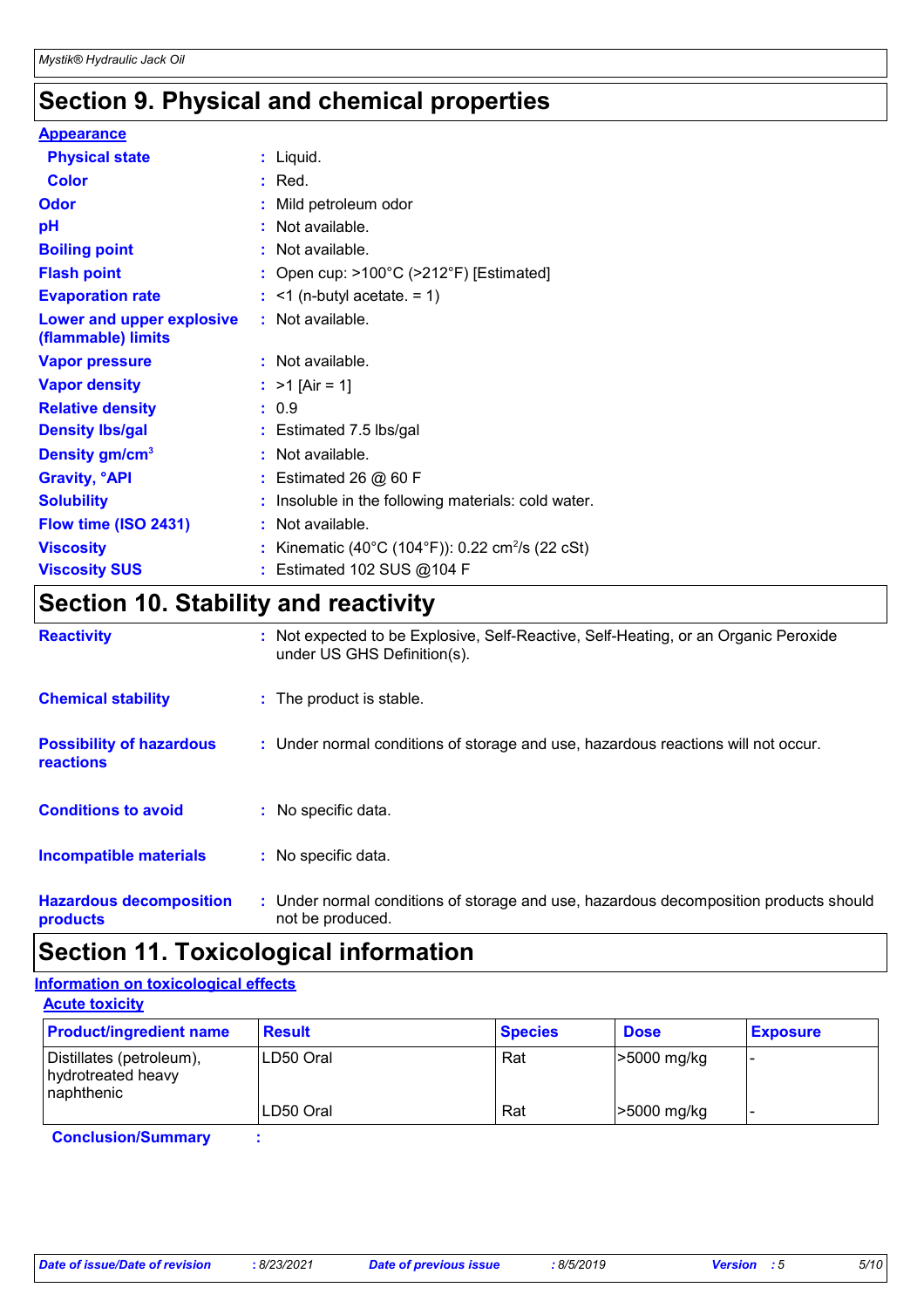# Section 9. Physical and chemical properties

**Appearance**

| | | |
|---|---|---|
| **Physical state** | : | Liquid. |
| **Color** | : | Red. |
| **Odor** | : | Mild petroleum odor |
| **pH** | : | Not available. |
| **Boiling point** | : | Not available. |
| **Flash point** | : | Open cup: >100°C (>212°F) [Estimated] |
| **Evaporation rate** | : | <1 (n-butyl acetate. = 1) |
| **Lower and upper explosive (flammable) limits** | : | Not available. |
| **Vapor pressure** | : | Not available. |
| **Vapor density** | : | >1 [Air = 1] |
| **Relative density** | : | 0.9 |
| **Density lbs/gal** | : | Estimated 7.5 lbs/gal |
| **Density gm/cm$^3$** | : | Not available. |
| **Gravity, °API** | : | Estimated 26 @ 60 F |
| **Solubility** | : | Insoluble in the following materials: cold water. |
| **Flow time (ISO 2431)** | : | Not available. |
| **Viscosity** | : | Kinematic (40°C (104°F)): 0.22 cm$^2$/s (22 cSt) |
| **Viscosity SUS** | : | Estimated 102 SUS @104 F |

# Section 10. Stability and reactivity

| | | |
|---|---|---|
| **Reactivity** | : | Not expected to be Explosive, Self-Reactive, Self-Heating, or an Organic Peroxide under US GHS Definition(s). |
| **Chemical stability** | : | The product is stable. |
| **Possibility of hazardous reactions** | : | Under normal conditions of storage and use, hazardous reactions will not occur. |
| **Conditions to avoid** | : | No specific data. |
| **Incompatible materials** | : | No specific data. |
| **Hazardous decomposition products** | : | Under normal conditions of storage and use, hazardous decomposition products should not be produced. |

# Section 11. Toxicological information

**Information on toxicological effects**

**Acute toxicity**

| Product/ingredient name | Result | Species | Dose | Exposure |
|---|---|---|---|---|
| Distillates (petroleum), hydrotreated heavy naphthenic | LD50 Oral | Rat | >5000 mg/kg | - |
| | LD50 Oral | Rat | >5000 mg/kg | - |

**Conclusion/Summary** :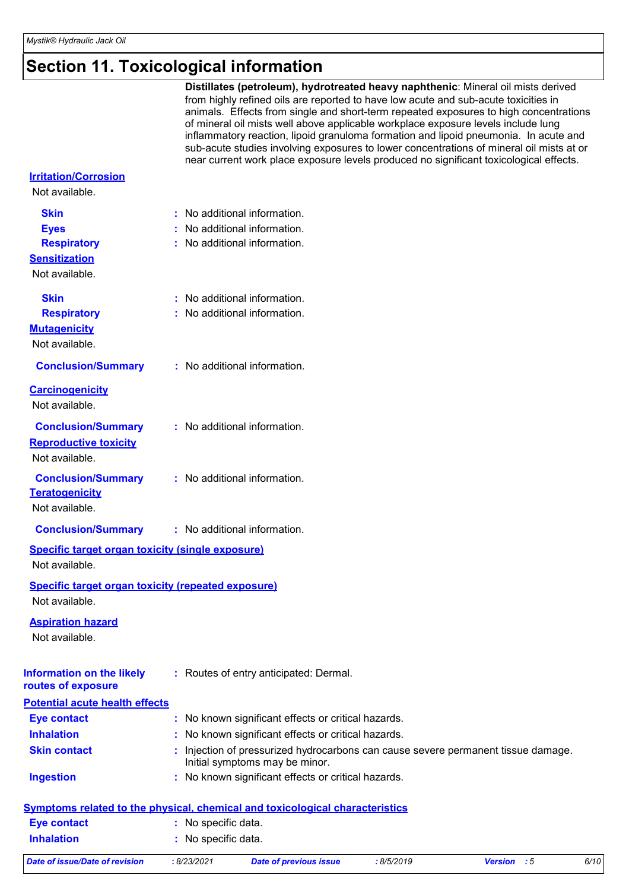# Section 11. Toxicological information

**Distillates (petroleum), hydrotreated heavy naphthenic**: Mineral oil mists derived from highly refined oils are reported to have low acute and sub-acute toxicities in animals. Effects from single and short-term repeated exposures to high concentrations of mineral oil mists well above applicable workplace exposure levels include lung inflammatory reaction, lipoid granuloma formation and lipoid pneumonia. In acute and sub-acute studies involving exposures to lower concentrations of mineral oil mists at or near current work place exposure levels produced no significant toxicological effects.

### Irritation/Corrosion

Not available.

**Skin** : No additional information.
**Eyes** : No additional information.
**Respiratory** : No additional information.

### Sensitization

Not available.

**Skin** : No additional information.
**Respiratory** : No additional information.

### Mutagenicity

Not available.

**Conclusion/Summary** : No additional information.

### Carcinogenicity

Not available.

**Conclusion/Summary** : No additional information.

### Reproductive toxicity

Not available.

**Conclusion/Summary** : No additional information.

### Teratogenicity

Not available.

**Conclusion/Summary** : No additional information.

### Specific target organ toxicity (single exposure)

Not available.

### Specific target organ toxicity (repeated exposure)

Not available.

### Aspiration hazard

Not available.

**Information on the likely routes of exposure** : Routes of entry anticipated: Dermal.

### Potential acute health effects

**Eye contact** : No known significant effects or critical hazards.
**Inhalation** : No known significant effects or critical hazards.
**Skin contact** : Injection of pressurized hydrocarbons can cause severe permanent tissue damage. Initial symptoms may be minor.
**Ingestion** : No known significant effects or critical hazards.

### Symptoms related to the physical, chemical and toxicological characteristics

**Eye contact** : No specific data.
**Inhalation** : No specific data.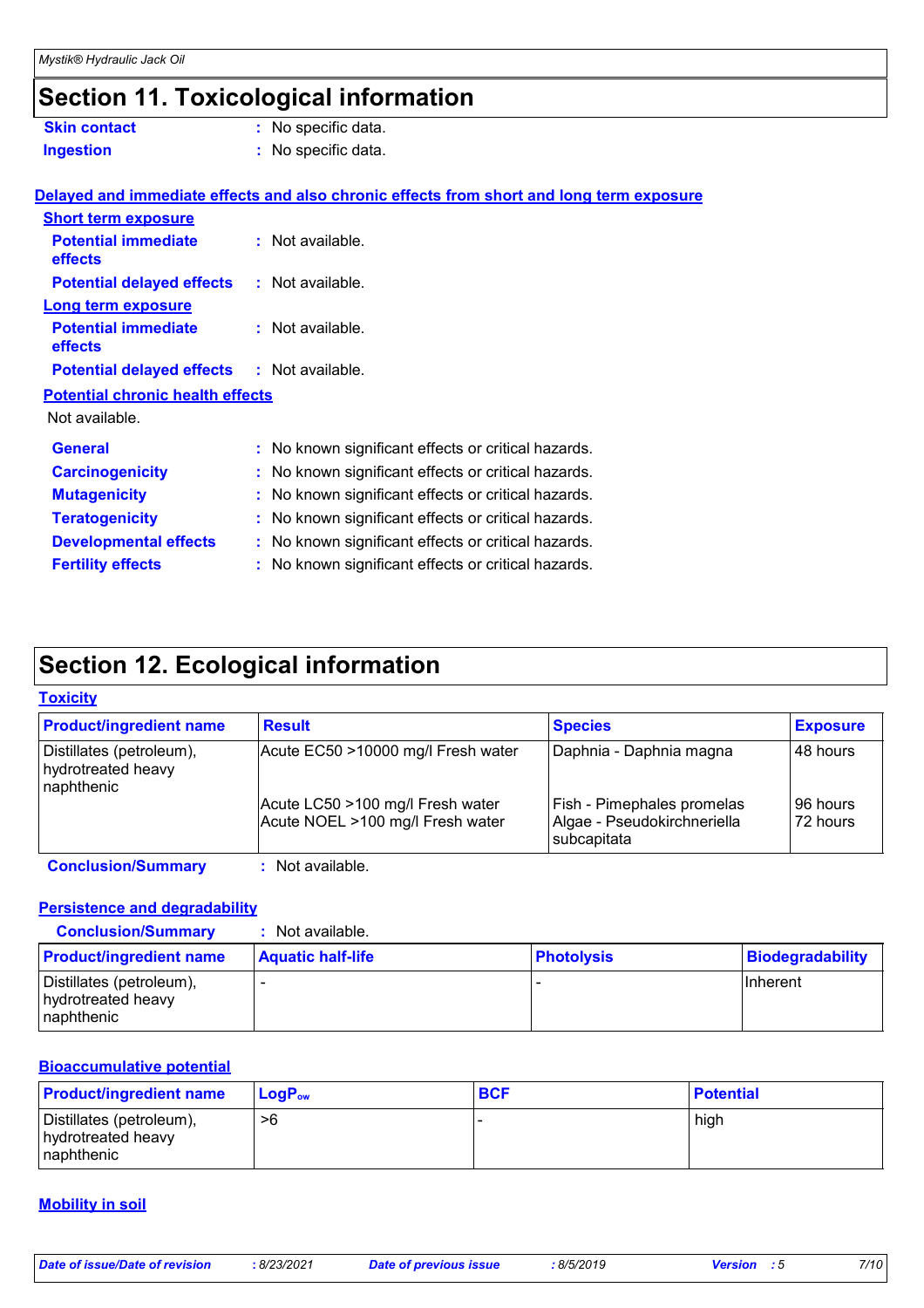# Section 11. Toxicological information

**Skin contact** : No specific data.
**Ingestion** : No specific data.

**Delayed and immediate effects and also chronic effects from short and long term exposure**

**Short term exposure**

**Potential immediate effects** : Not available.
**Potential delayed effects** : Not available.

**Long term exposure**

**Potential immediate effects** : Not available.
**Potential delayed effects** : Not available.

**Potential chronic health effects**

Not available.

**General** : No known significant effects or critical hazards.
**Carcinogenicity** : No known significant effects or critical hazards.
**Mutagenicity** : No known significant effects or critical hazards.
**Teratogenicity** : No known significant effects or critical hazards.
**Developmental effects** : No known significant effects or critical hazards.
**Fertility effects** : No known significant effects or critical hazards.

# Section 12. Ecological information

**Toxicity**

| Product/ingredient name | Result | Species | Exposure |
|---|---|---|---|
| Distillates (petroleum), hydrotreated heavy naphthenic | Acute EC50 >10000 mg/l Fresh water | Daphnia - Daphnia magna | 48 hours |
| | Acute LC50 >100 mg/l Fresh water | Fish - Pimephales promelas | 96 hours |
| | Acute NOEL >100 mg/l Fresh water | Algae - Pseudokirchneriella subcapitata | 72 hours |

**Conclusion/Summary** : Not available.

**Persistence and degradability**

**Conclusion/Summary** : Not available.

| Product/ingredient name | Aquatic half-life | Photolysis | Biodegradability |
|---|---|---|---|
| Distillates (petroleum), hydrotreated heavy naphthenic | - | - | Inherent |

**Bioaccumulative potential**

| Product/ingredient name | $LogP_{ow}$ | BCF | Potential |
|---|---|---|---|
| Distillates (petroleum), hydrotreated heavy naphthenic | >6 | - | high |

**Mobility in soil**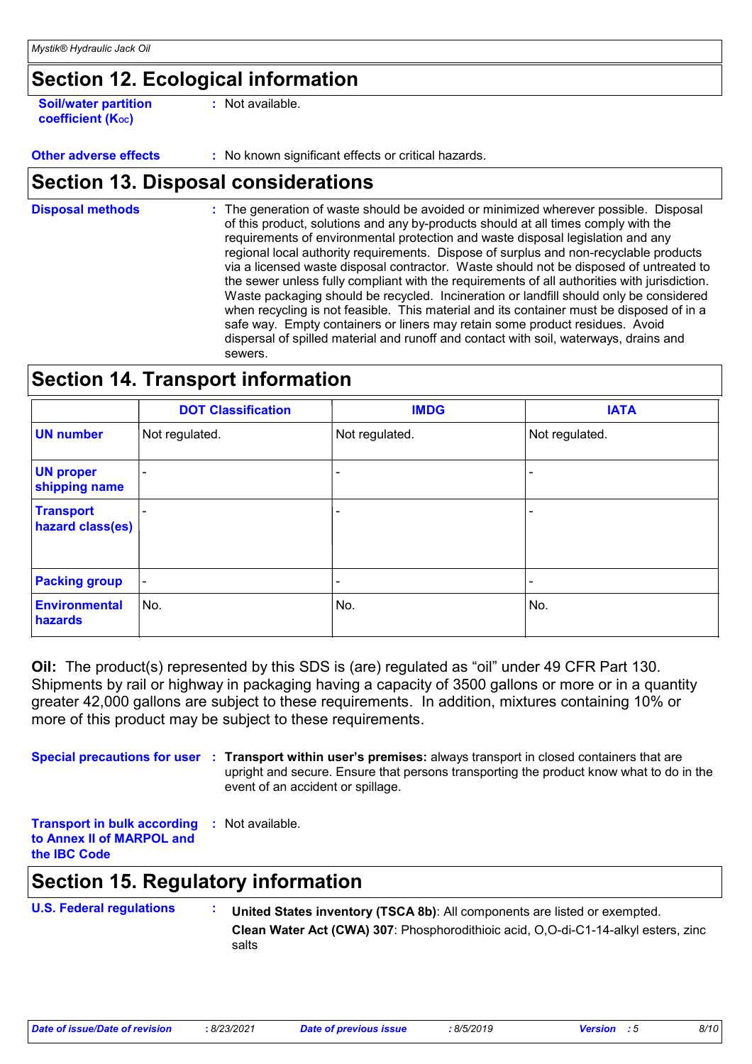## Section 12. Ecological information

**Soil/water partition coefficient ($K_{OC}$)** : Not available.

**Other adverse effects** : No known significant effects or critical hazards.

## Section 13. Disposal considerations

**Disposal methods** : The generation of waste should be avoided or minimized wherever possible. Disposal of this product, solutions and any by-products should at all times comply with the requirements of environmental protection and waste disposal legislation and any regional local authority requirements. Dispose of surplus and non-recyclable products via a licensed waste disposal contractor. Waste should not be disposed of untreated to the sewer unless fully compliant with the requirements of all authorities with jurisdiction. Waste packaging should be recycled. Incineration or landfill should only be considered when recycling is not feasible. This material and its container must be disposed of in a safe way. Empty containers or liners may retain some product residues. Avoid dispersal of spilled material and runoff and contact with soil, waterways, drains and sewers.

## Section 14. Transport information

| | DOT Classification | IMDG | IATA |
|---|---|---|---|
| **UN number** | Not regulated. | Not regulated. | Not regulated. |
| **UN proper shipping name** | - | - | - |
| **Transport hazard class(es)** | - | - | - |
| **Packing group** | - | - | - |
| **Environmental hazards** | No. | No. | No. |

**Oil:** The product(s) represented by this SDS is (are) regulated as “oil” under 49 CFR Part 130. Shipments by rail or highway in packaging having a capacity of 3500 gallons or more or in a quantity greater 42,000 gallons are subject to these requirements. In addition, mixtures containing 10% or more of this product may be subject to these requirements.

**Special precautions for user** : **Transport within user’s premises:** always transport in closed containers that are upright and secure. Ensure that persons transporting the product know what to do in the event of an accident or spillage.

**Transport in bulk according to Annex II of MARPOL and the IBC Code** : Not available.

## Section 15. Regulatory information

**U.S. Federal regulations** : **United States inventory (TSCA 8b)**: All components are listed or exempted.

**Clean Water Act (CWA) 307**: Phosphorodithioic acid, O,O-di-C1-14-alkyl esters, zinc salts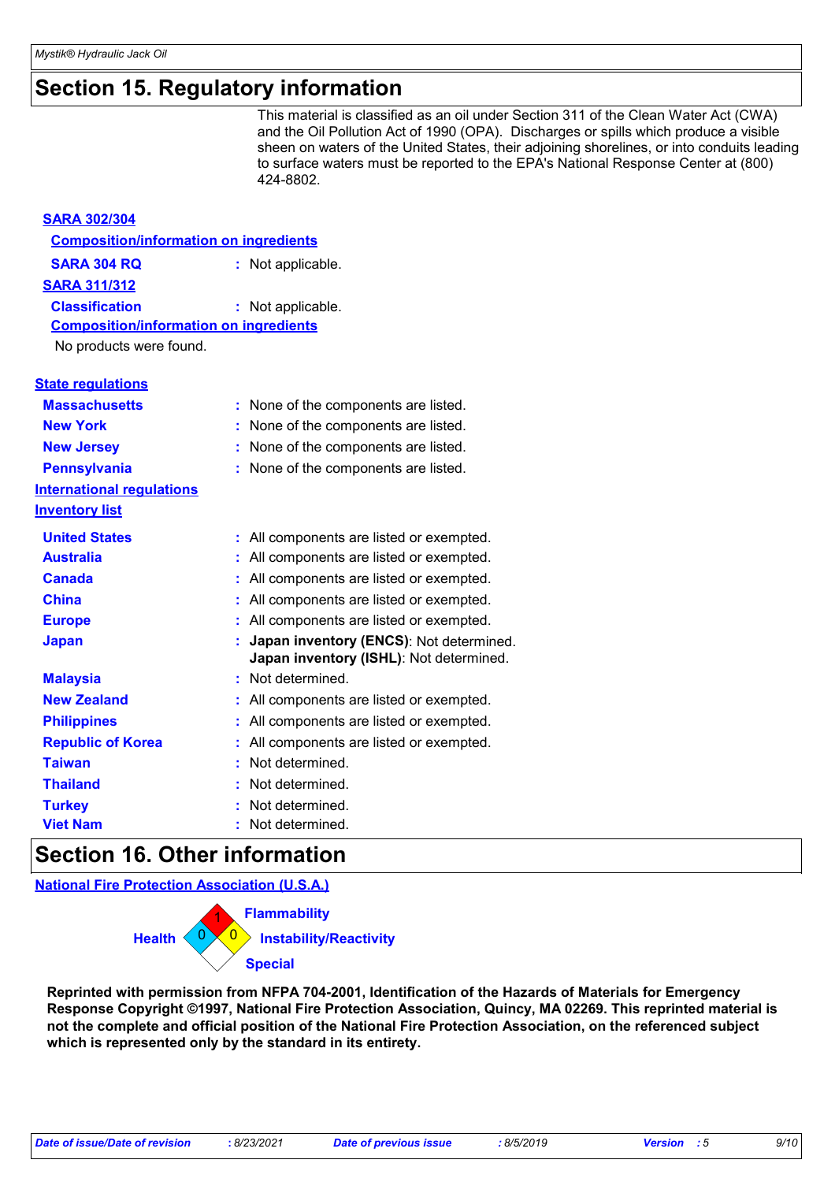# Section 15. Regulatory information

This material is classified as an oil under Section 311 of the Clean Water Act (CWA) and the Oil Pollution Act of 1990 (OPA). Discharges or spills which produce a visible sheen on waters of the United States, their adjoining shorelines, or into conduits leading to surface waters must be reported to the EPA's National Response Center at (800) 424-8802.

**SARA 302/304**

**Composition/information on ingredients**

**SARA 304 RQ** : Not applicable.

**SARA 311/312**

**Classification** : Not applicable.

**Composition/information on ingredients**

No products were found.

**State regulations**

| | |
|---|---|
| **Massachusetts** | : None of the components are listed. |
| **New York** | : None of the components are listed. |
| **New Jersey** | : None of the components are listed. |
| **Pennsylvania** | : None of the components are listed. |

**International regulations**

**Inventory list**

| | |
|---|---|
| **United States** | : All components are listed or exempted. |
| **Australia** | : All components are listed or exempted. |
| **Canada** | : All components are listed or exempted. |
| **China** | : All components are listed or exempted. |
| **Europe** | : All components are listed or exempted. |
| **Japan** | : **Japan inventory (ENCS)**: Not determined. **Japan inventory (ISHL)**: Not determined. |
| **Malaysia** | : Not determined. |
| **New Zealand** | : All components are listed or exempted. |
| **Philippines** | : All components are listed or exempted. |
| **Republic of Korea** | : All components are listed or exempted. |
| **Taiwan** | : Not determined. |
| **Thailand** | : Not determined. |
| **Turkey** | : Not determined. |
| **Viet Nam** | : Not determined. |

# Section 16. Other information

**National Fire Protection Association (U.S.A.)**

- **Health**: 0
- **Flammability**: 1
- **Instability/Reactivity**: 0
- **Special**:

**Reprinted with permission from NFPA 704-2001, Identification of the Hazards of Materials for Emergency Response Copyright ©1997, National Fire Protection Association, Quincy, MA 02269. This reprinted material is not the complete and official position of the National Fire Protection Association, on the referenced subject which is represented only by the standard in its entirety.**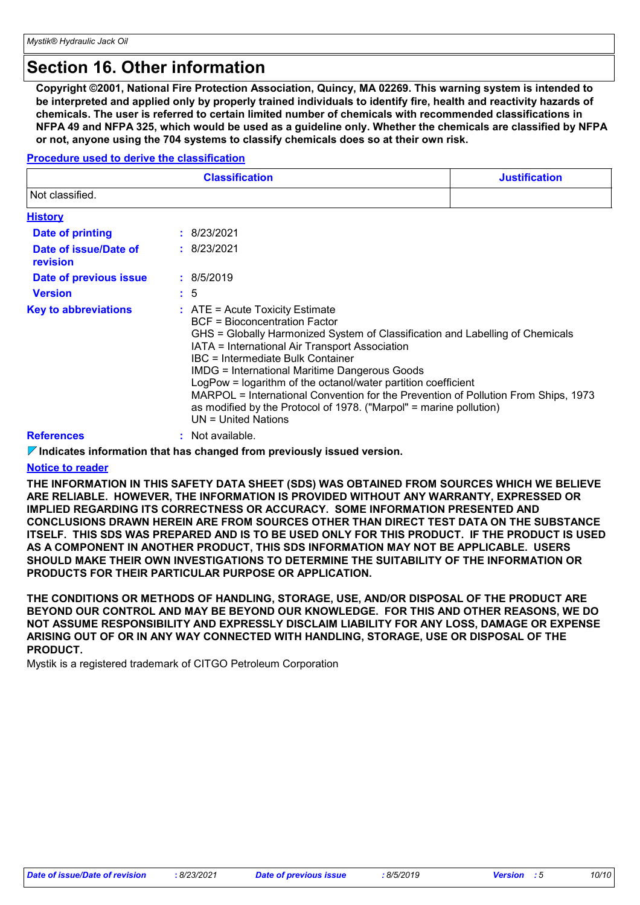# Section 16. Other information

**Copyright ©2001, National Fire Protection Association, Quincy, MA 02269. This warning system is intended to be interpreted and applied only by properly trained individuals to identify fire, health and reactivity hazards of chemicals. The user is referred to certain limited number of chemicals with recommended classifications in NFPA 49 and NFPA 325, which would be used as a guideline only. Whether the chemicals are classified by NFPA or not, anyone using the 704 systems to classify chemicals does so at their own risk.**

**Procedure used to derive the classification**

| Classification | Justification |
|---|---|
| Not classified. | |

**History**

**Date of printing** : 8/23/2021

**Date of issue/Date of revision** : 8/23/2021

**Date of previous issue** : 8/5/2019

**Version** : 5

**Key to abbreviations** : ATE = Acute Toxicity Estimate
BCF = Bioconcentration Factor
GHS = Globally Harmonized System of Classification and Labelling of Chemicals
IATA = International Air Transport Association
IBC = Intermediate Bulk Container
IMDG = International Maritime Dangerous Goods
LogPow = logarithm of the octanol/water partition coefficient
MARPOL = International Convention for the Prevention of Pollution From Ships, 1973 as modified by the Protocol of 1978. ("Marpol" = marine pollution)
UN = United Nations

**References** : Not available.

**Indicates information that has changed from previously issued version.**

**Notice to reader**

**THE INFORMATION IN THIS SAFETY DATA SHEET (SDS) WAS OBTAINED FROM SOURCES WHICH WE BELIEVE ARE RELIABLE. HOWEVER, THE INFORMATION IS PROVIDED WITHOUT ANY WARRANTY, EXPRESSED OR IMPLIED REGARDING ITS CORRECTNESS OR ACCURACY. SOME INFORMATION PRESENTED AND CONCLUSIONS DRAWN HEREIN ARE FROM SOURCES OTHER THAN DIRECT TEST DATA ON THE SUBSTANCE ITSELF. THIS SDS WAS PREPARED AND IS TO BE USED ONLY FOR THIS PRODUCT. IF THE PRODUCT IS USED AS A COMPONENT IN ANOTHER PRODUCT, THIS SDS INFORMATION MAY NOT BE APPLICABLE. USERS SHOULD MAKE THEIR OWN INVESTIGATIONS TO DETERMINE THE SUITABILITY OF THE INFORMATION OR PRODUCTS FOR THEIR PARTICULAR PURPOSE OR APPLICATION.**

**THE CONDITIONS OR METHODS OF HANDLING, STORAGE, USE, AND/OR DISPOSAL OF THE PRODUCT ARE BEYOND OUR CONTROL AND MAY BE BEYOND OUR KNOWLEDGE. FOR THIS AND OTHER REASONS, WE DO NOT ASSUME RESPONSIBILITY AND EXPRESSLY DISCLAIM LIABILITY FOR ANY LOSS, DAMAGE OR EXPENSE ARISING OUT OF OR IN ANY WAY CONNECTED WITH HANDLING, STORAGE, USE OR DISPOSAL OF THE PRODUCT.**

Mystik is a registered trademark of CITGO Petroleum Corporation